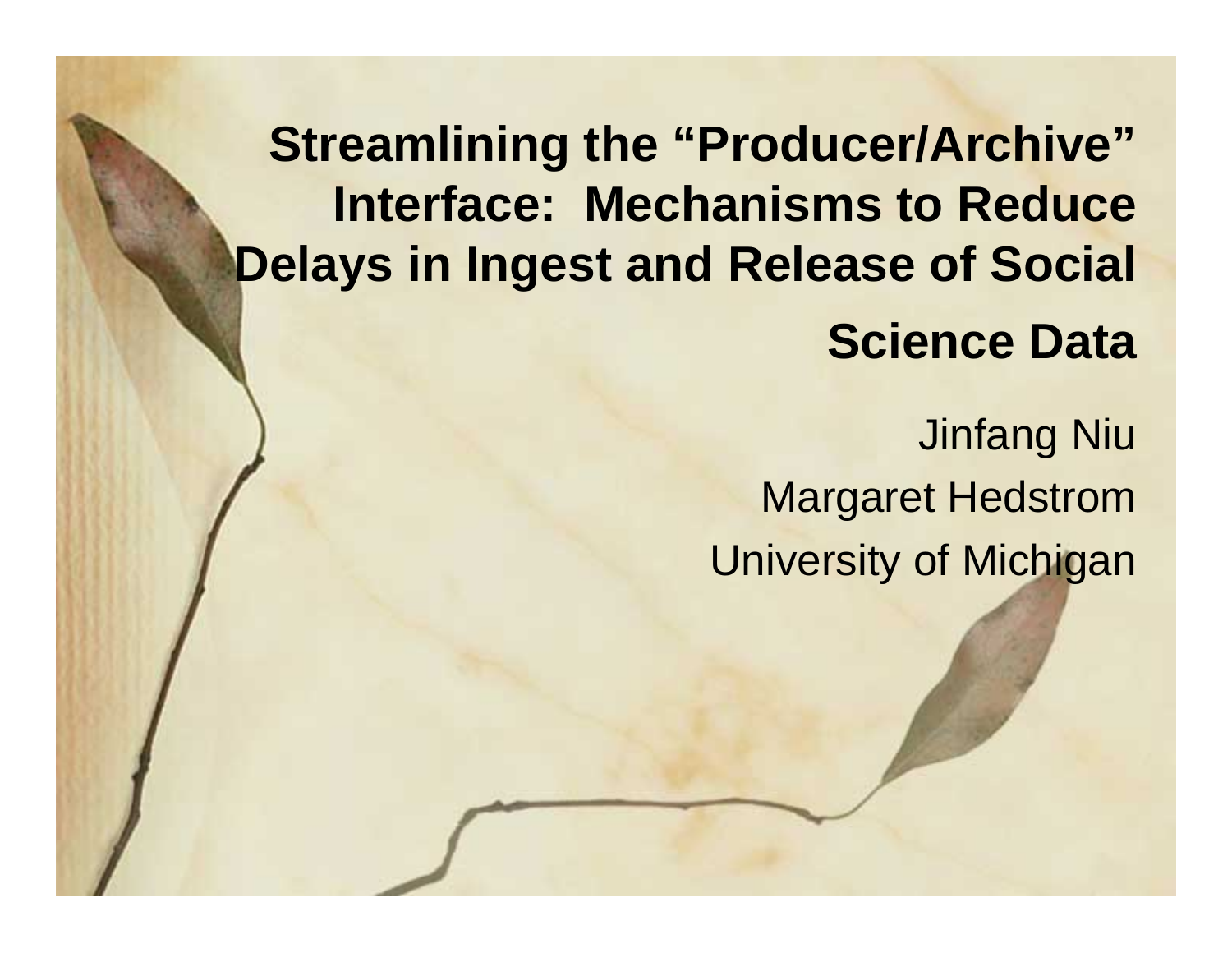# Streamlining the "Producer/Archive" Interface: Mechanisms to Reduce Delays in Ingest and Release of Social Science Data

Jinfang Niu

Margaret Hedstrom

University of Michigan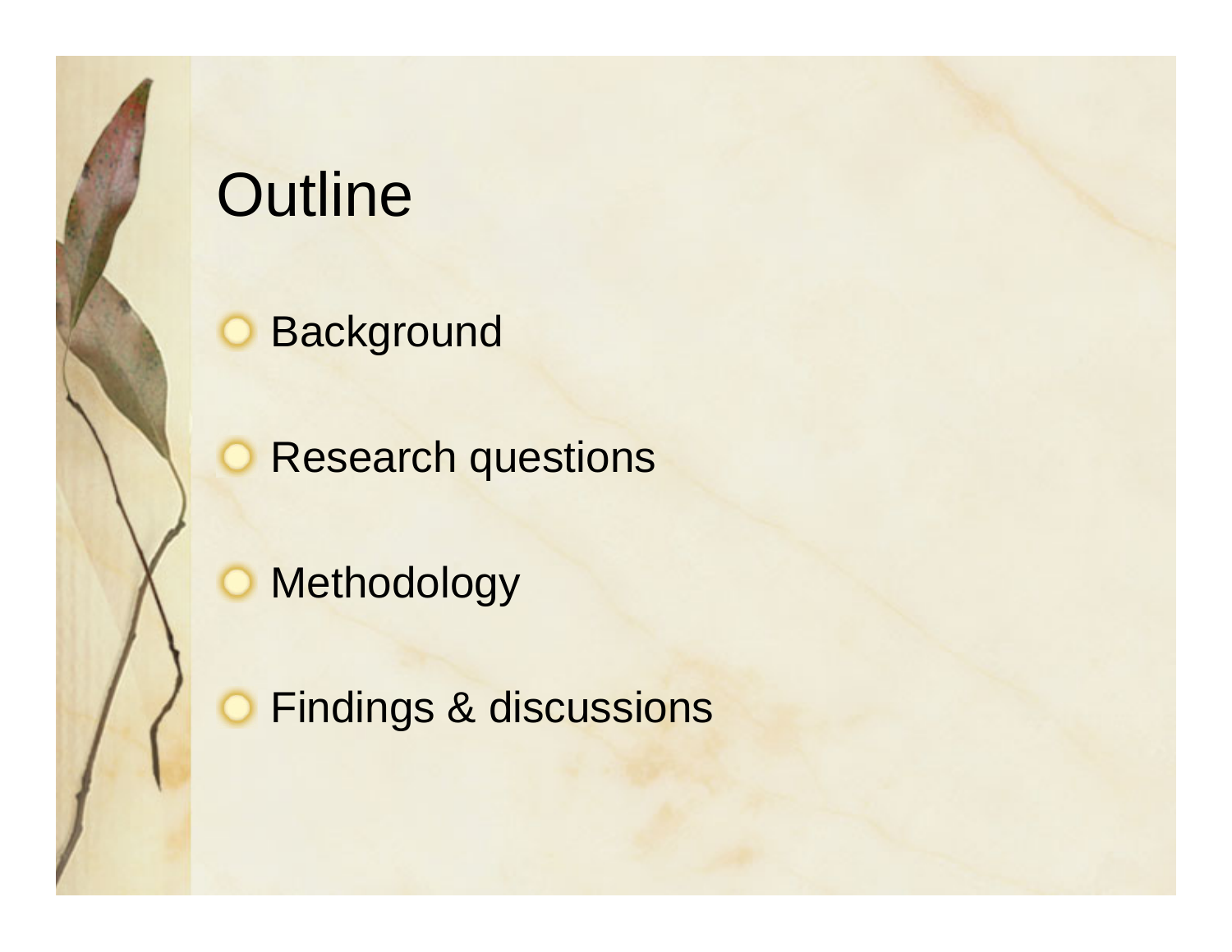# Outline

- Background
- Research questions
- Methodology
- Findings & discussions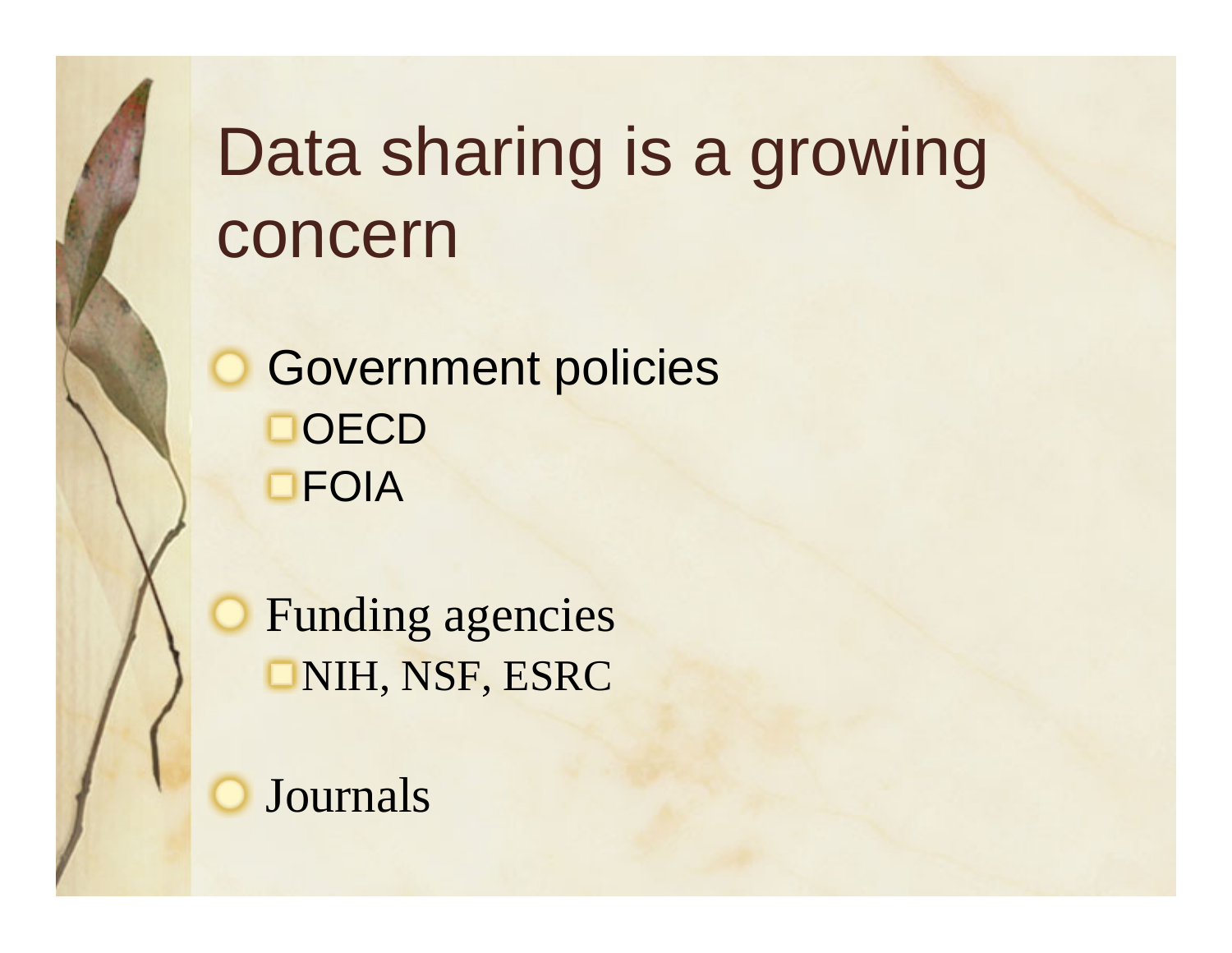# Data sharing is a growing concern

- Government policies
  - OECD
  - FOIA
- Funding agencies
  - NIH, NSF, ESRC
- Journals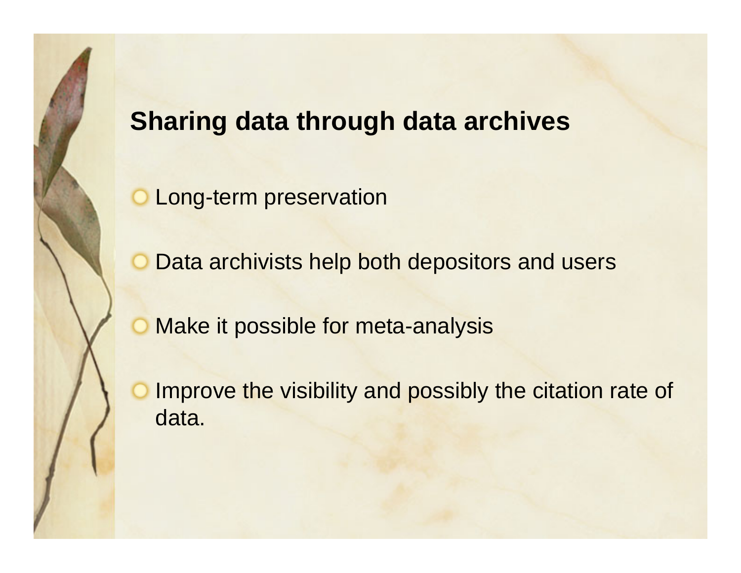## Sharing data through data archives

- Long-term preservation
- Data archivists help both depositors and users
- Make it possible for meta-analysis
- Improve the visibility and possibly the citation rate of data.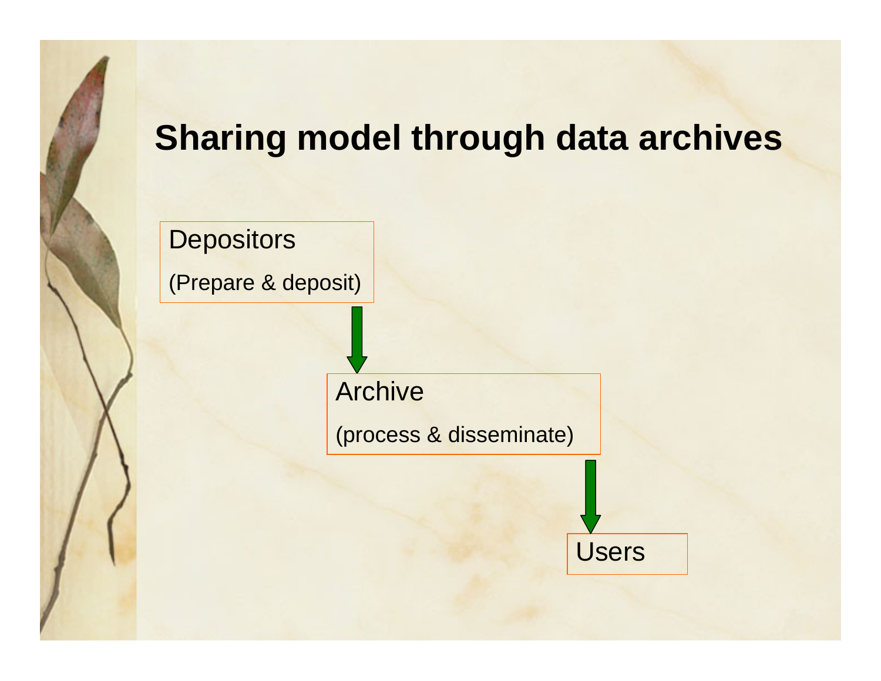# Sharing model through data archives

Depositors

(Prepare & deposit)

↓

Archive

(process & disseminate)

↓

Users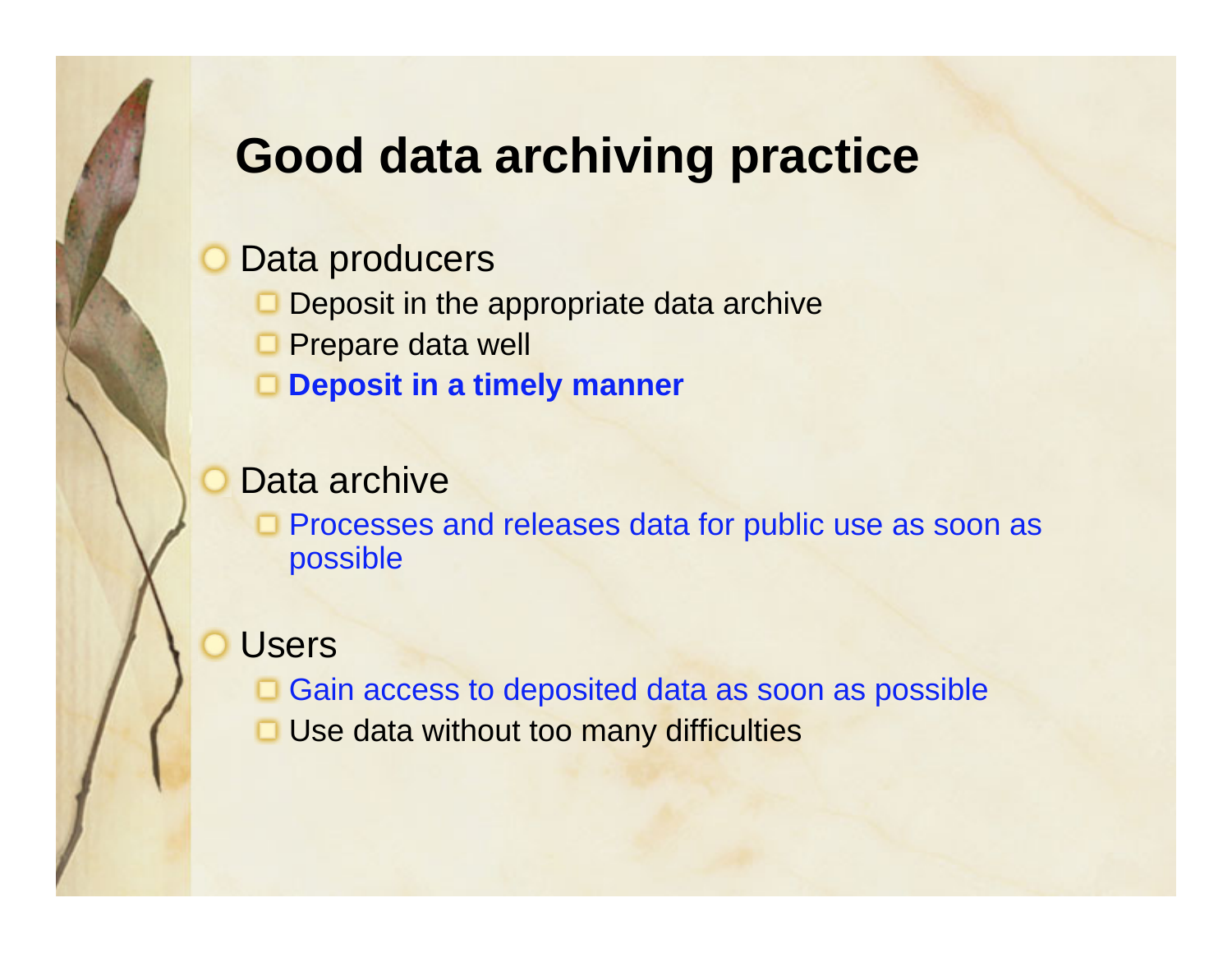# Good data archiving practice

- Data producers
  - Deposit in the appropriate data archive
  - Prepare data well
  - **Deposit in a timely manner**

- Data archive
  - Processes and releases data for public use as soon as possible

- Users
  - Gain access to deposited data as soon as possible
  - Use data without too many difficulties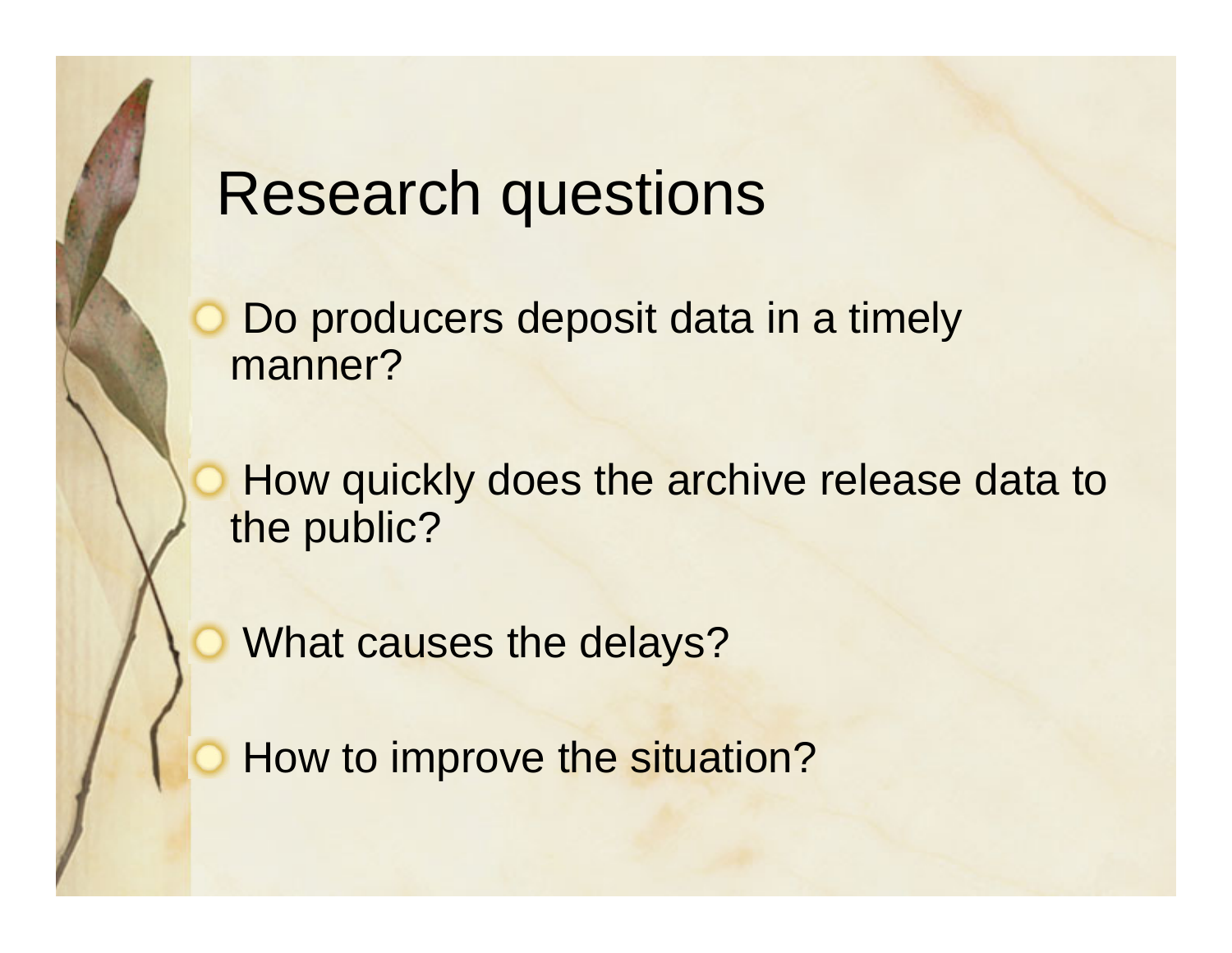# Research questions

- Do producers deposit data in a timely manner?
- How quickly does the archive release data to the public?
- What causes the delays?
- How to improve the situation?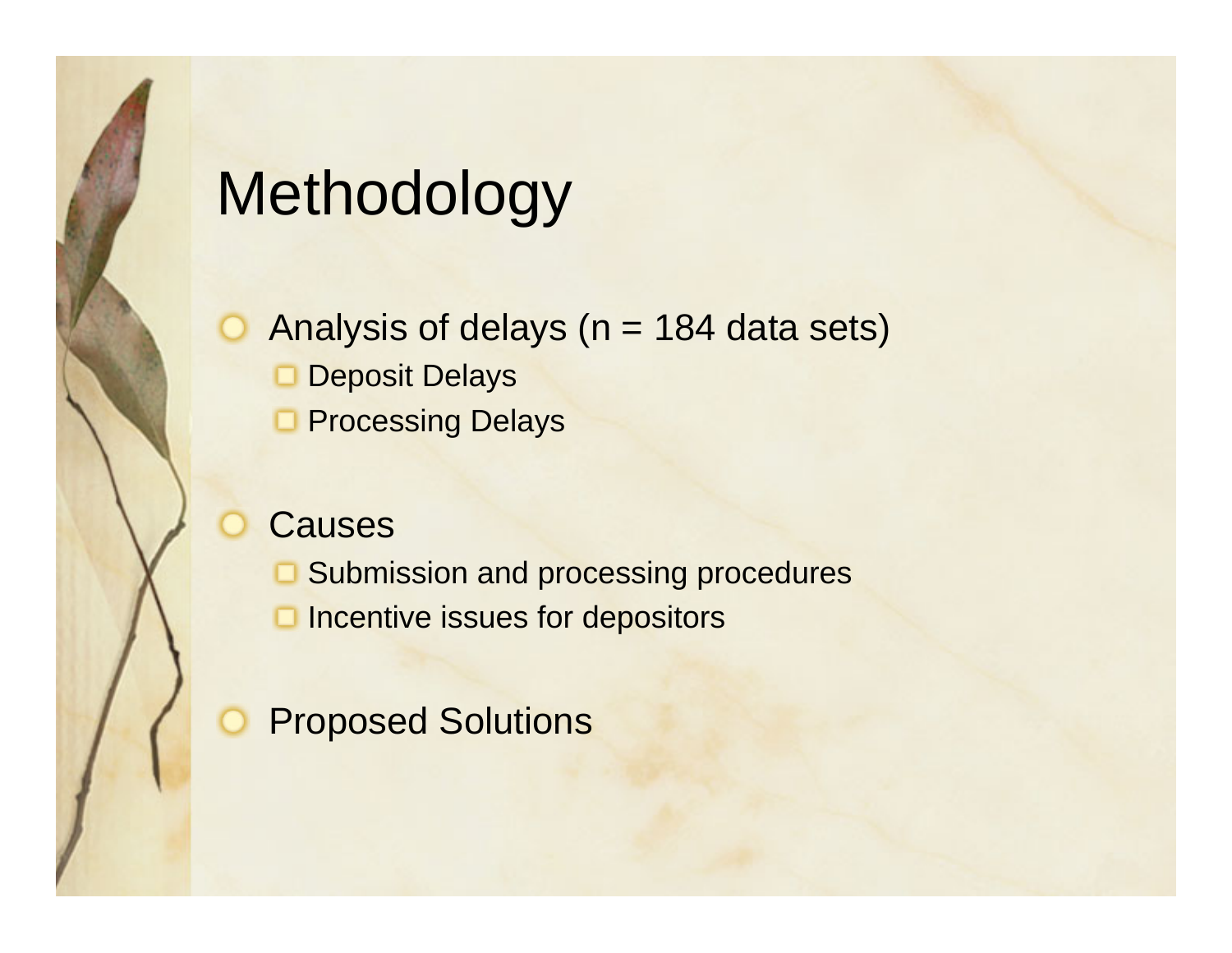# Methodology

- Analysis of delays (n = 184 data sets)
  - Deposit Delays
  - Processing Delays
- Causes
  - Submission and processing procedures
  - Incentive issues for depositors
- Proposed Solutions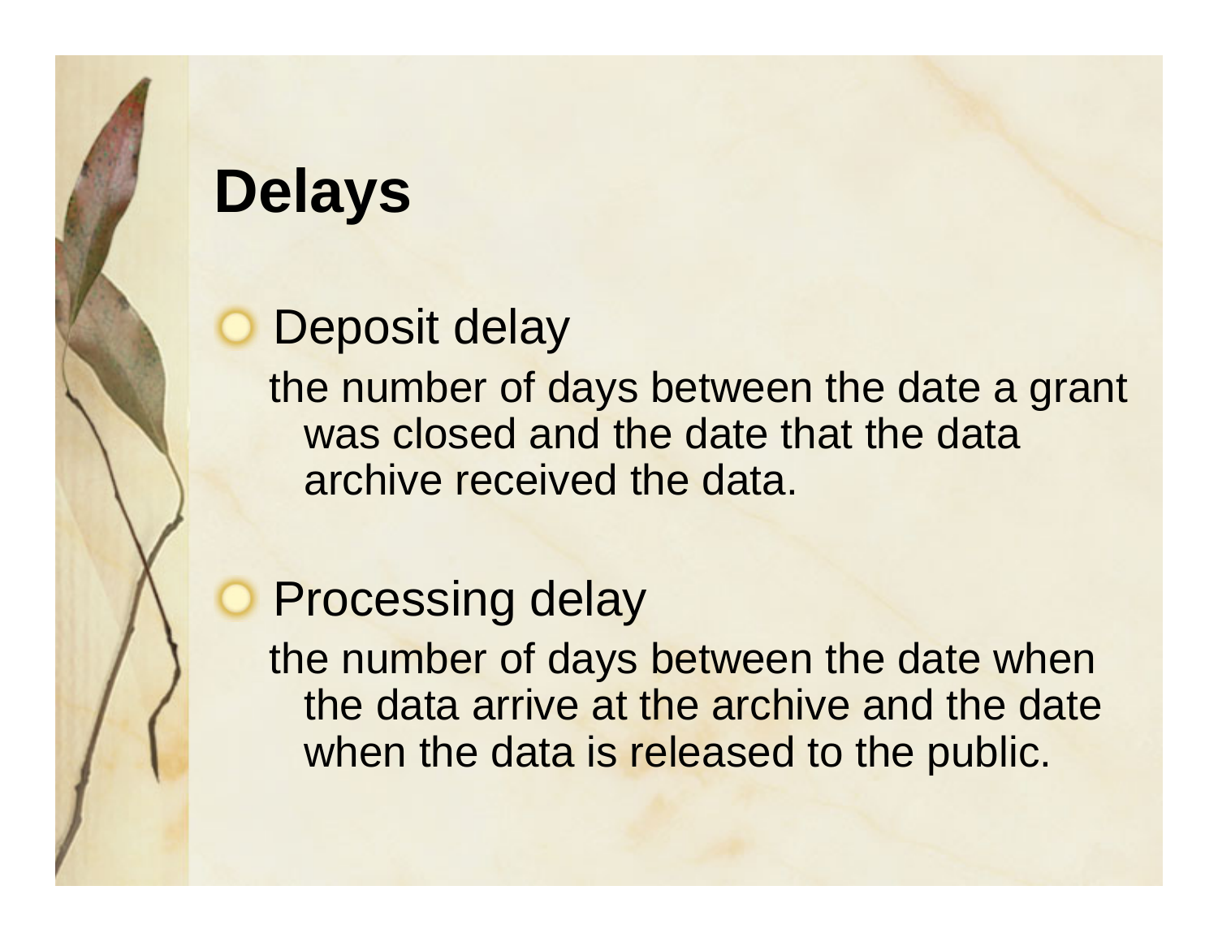# Delays

- Deposit delay

  the number of days between the date a grant was closed and the date that the data archive received the data.

- Processing delay

  the number of days between the date when the data arrive at the archive and the date when the data is released to the public.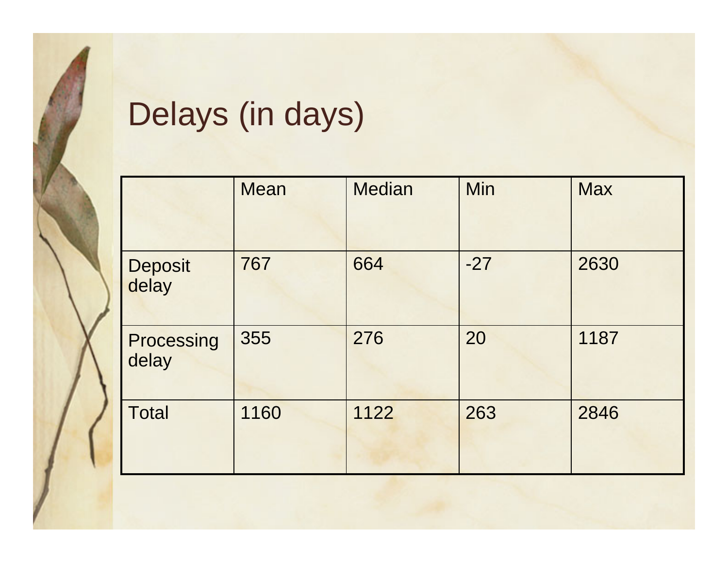# Delays (in days)

| | Mean | Median | Min | Max |
|---|---|---|---|---|
| Deposit delay | 767 | 664 | -27 | 2630 |
| Processing delay | 355 | 276 | 20 | 1187 |
| Total | 1160 | 1122 | 263 | 2846 |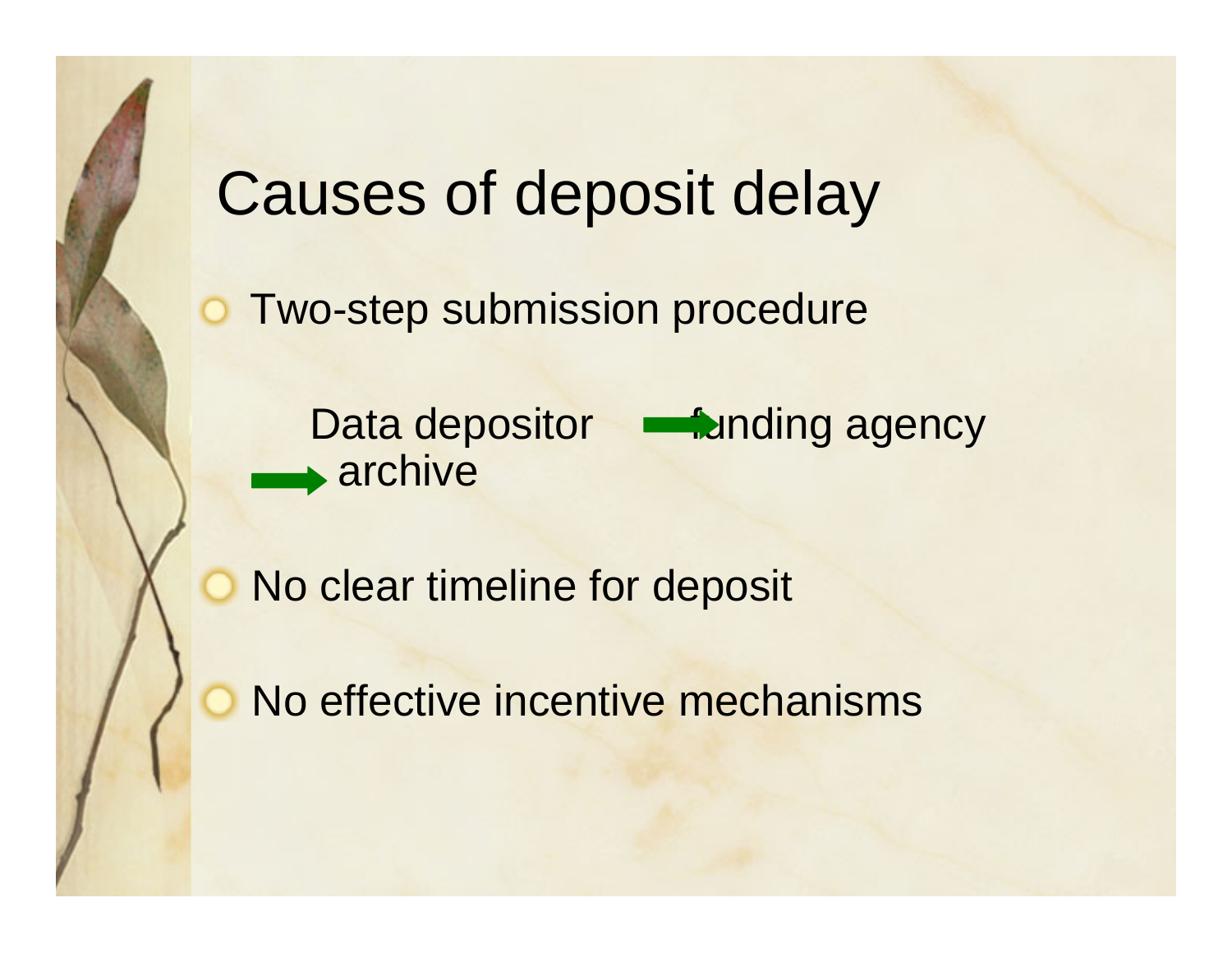# Causes of deposit delay

- Two-step submission procedure

  Data depositor → funding agency → archive

- No clear timeline for deposit
- No effective incentive mechanisms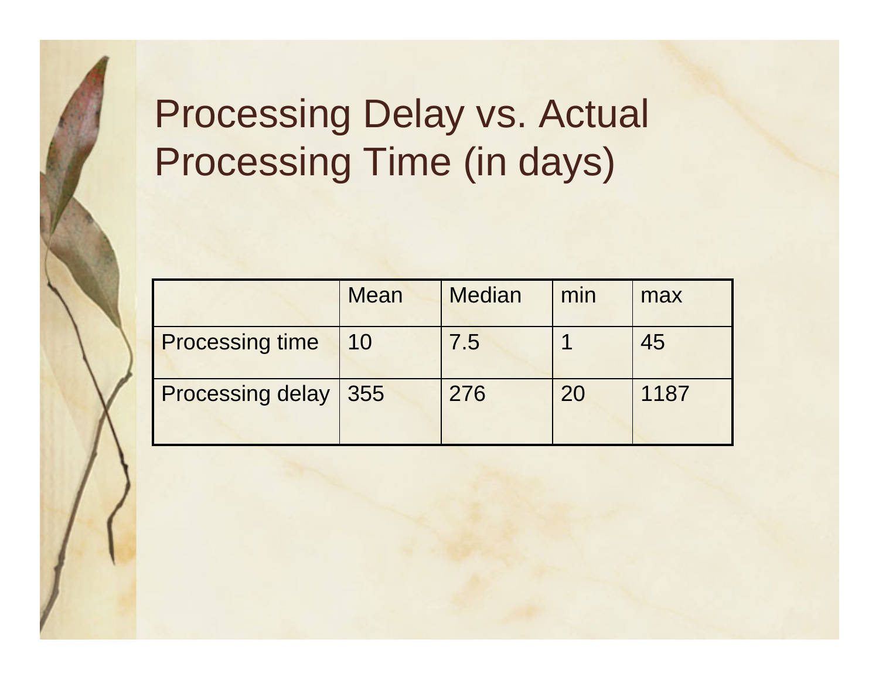# Processing Delay vs. Actual Processing Time (in days)

| | Mean | Median | min | max |
|---|---|---|---|---|
| Processing time | 10 | 7.5 | 1 | 45 |
| Processing delay | 355 | 276 | 20 | 1187 |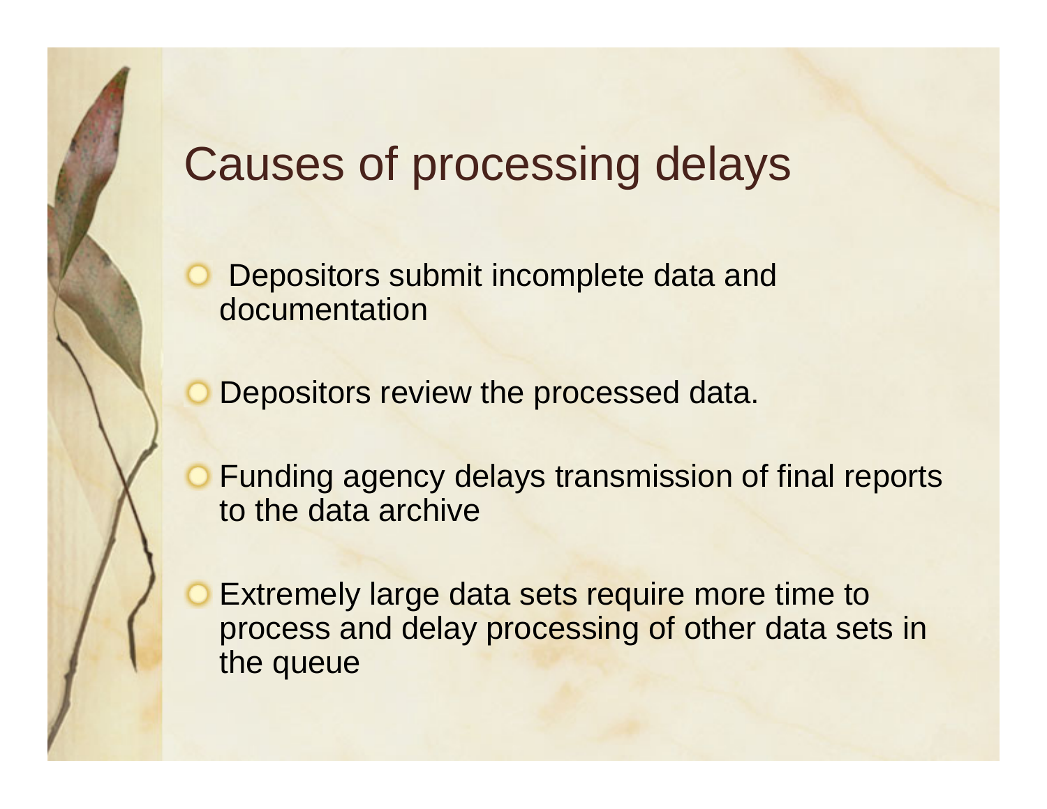# Causes of processing delays

- Depositors submit incomplete data and documentation
- Depositors review the processed data.
- Funding agency delays transmission of final reports to the data archive
- Extremely large data sets require more time to process and delay processing of other data sets in the queue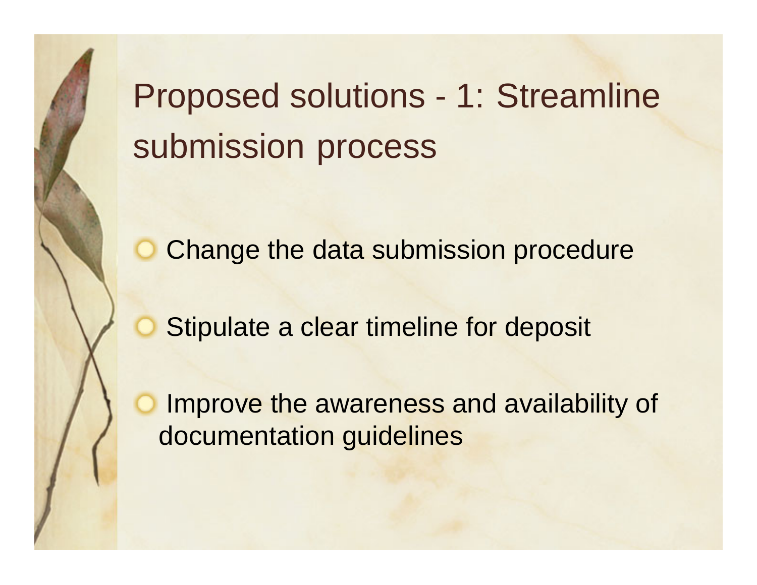# Proposed solutions - 1: Streamline submission process

- Change the data submission procedure
- Stipulate a clear timeline for deposit
- Improve the awareness and availability of documentation guidelines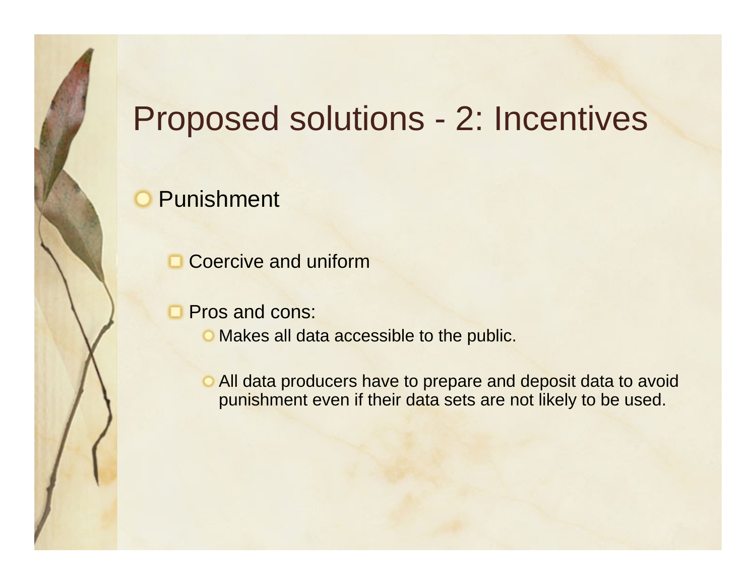# Proposed solutions - 2: Incentives

- Punishment
  - Coercive and uniform
  - Pros and cons:
    - Makes all data accessible to the public.
    - All data producers have to prepare and deposit data to avoid punishment even if their data sets are not likely to be used.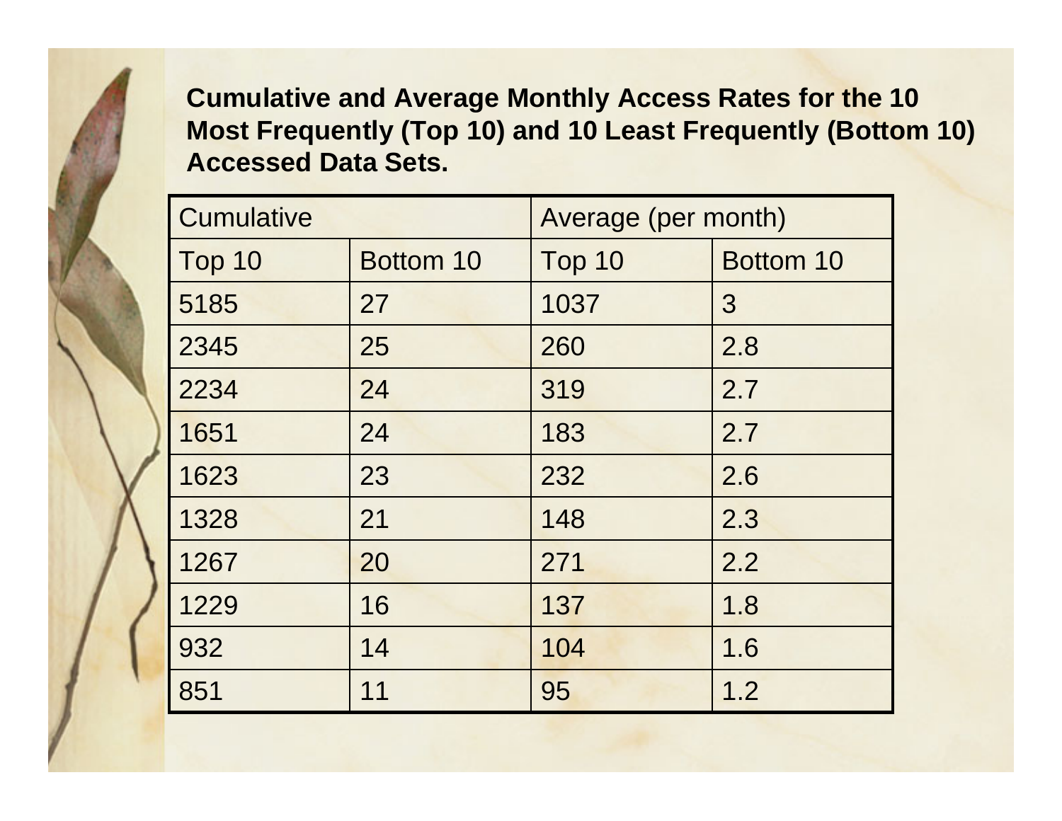**Cumulative and Average Monthly Access Rates for the 10 Most Frequently (Top 10) and 10 Least Frequently (Bottom 10) Accessed Data Sets.**

| Cumulative | | Average (per month) | |
|---|---|---|---|
| Top 10 | Bottom 10 | Top 10 | Bottom 10 |
| 5185 | 27 | 1037 | 3 |
| 2345 | 25 | 260 | 2.8 |
| 2234 | 24 | 319 | 2.7 |
| 1651 | 24 | 183 | 2.7 |
| 1623 | 23 | 232 | 2.6 |
| 1328 | 21 | 148 | 2.3 |
| 1267 | 20 | 271 | 2.2 |
| 1229 | 16 | 137 | 1.8 |
| 932 | 14 | 104 | 1.6 |
| 851 | 11 | 95 | 1.2 |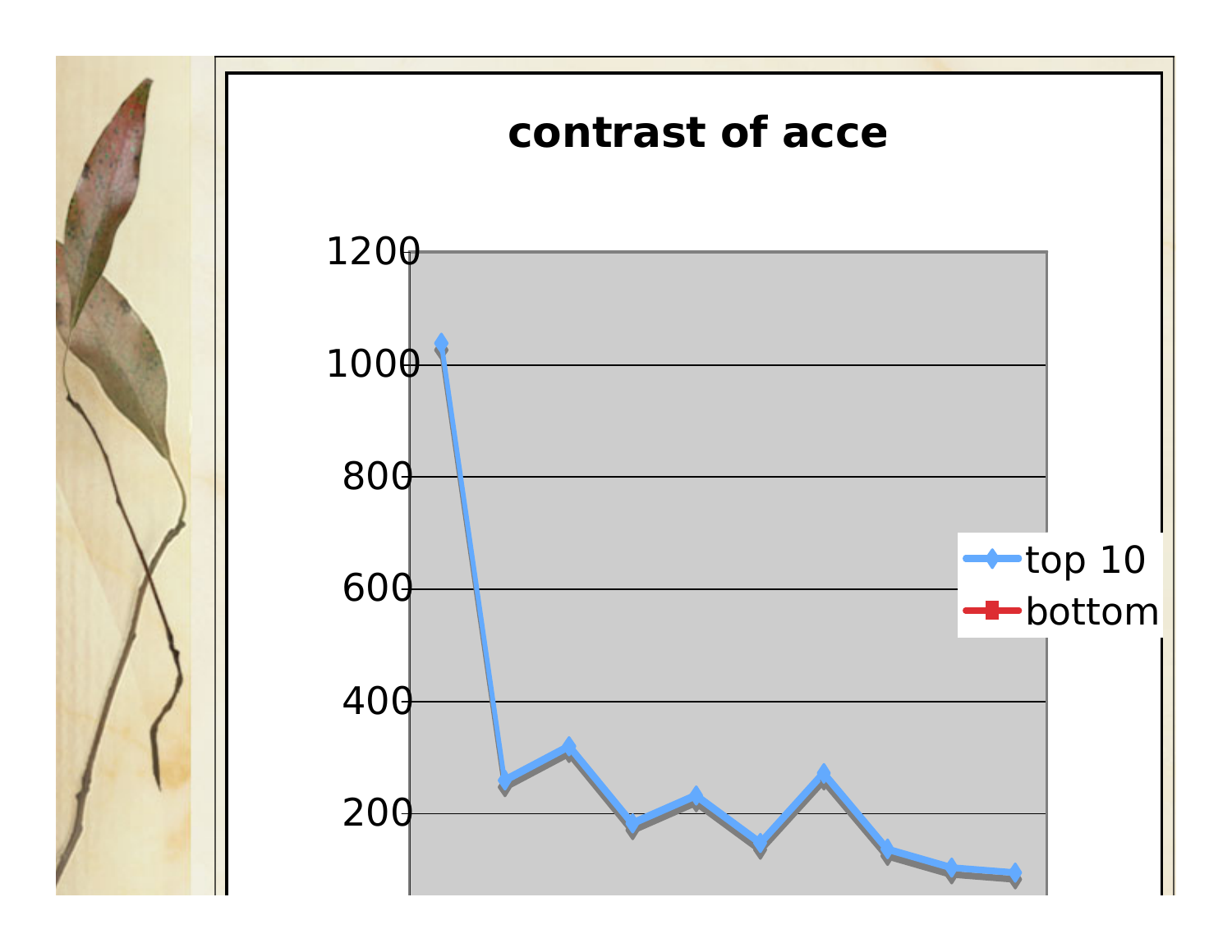# contrast of acce

| | top 10 | bottom |
|---|---|---|
| 1200 | | |
| 1000 | | |
| 800 | | |
| 600 | | |
| 400 | | |
| 200 | | |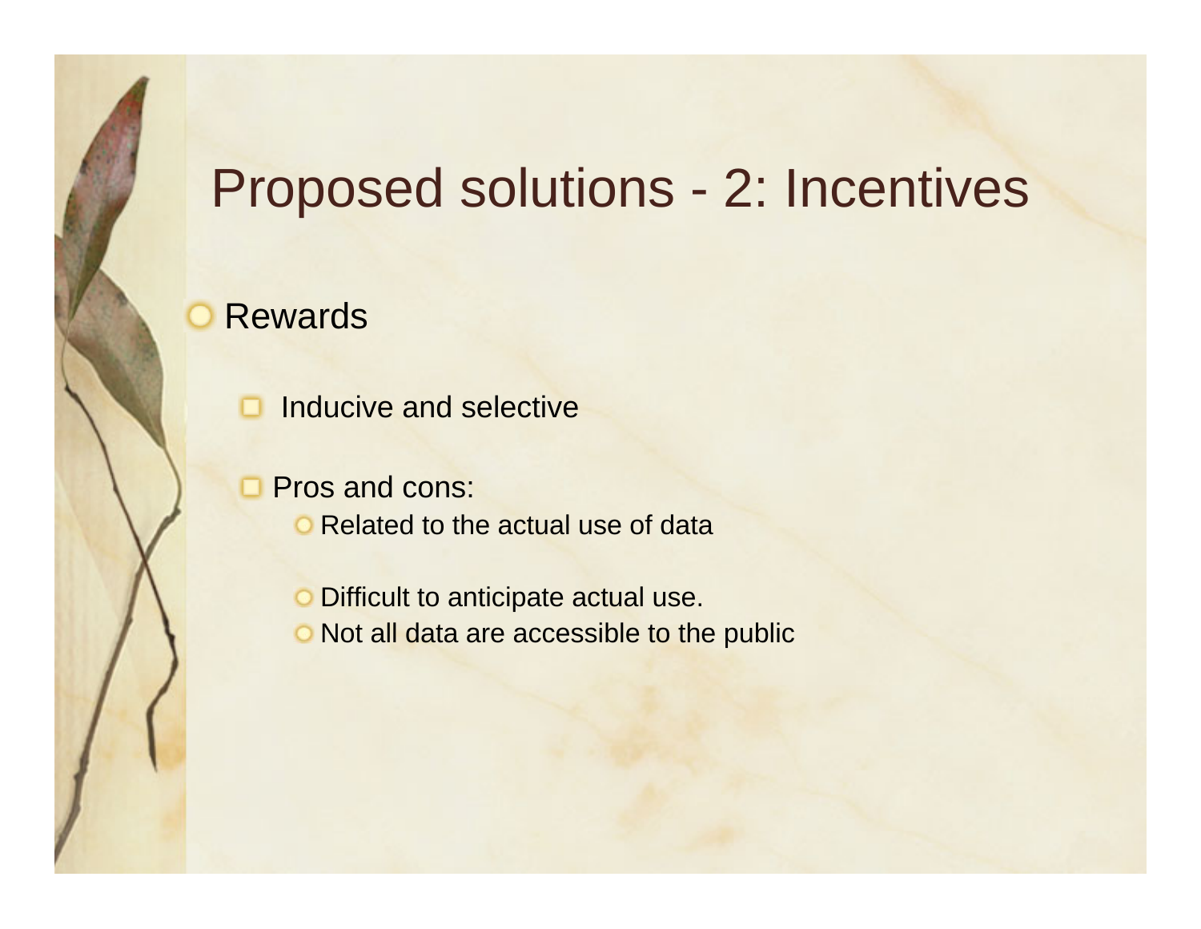# Proposed solutions - 2: Incentives

- Rewards
  - Inducive and selective
  - Pros and cons:
    - Related to the actual use of data

    - Difficult to anticipate actual use.
    - Not all data are accessible to the public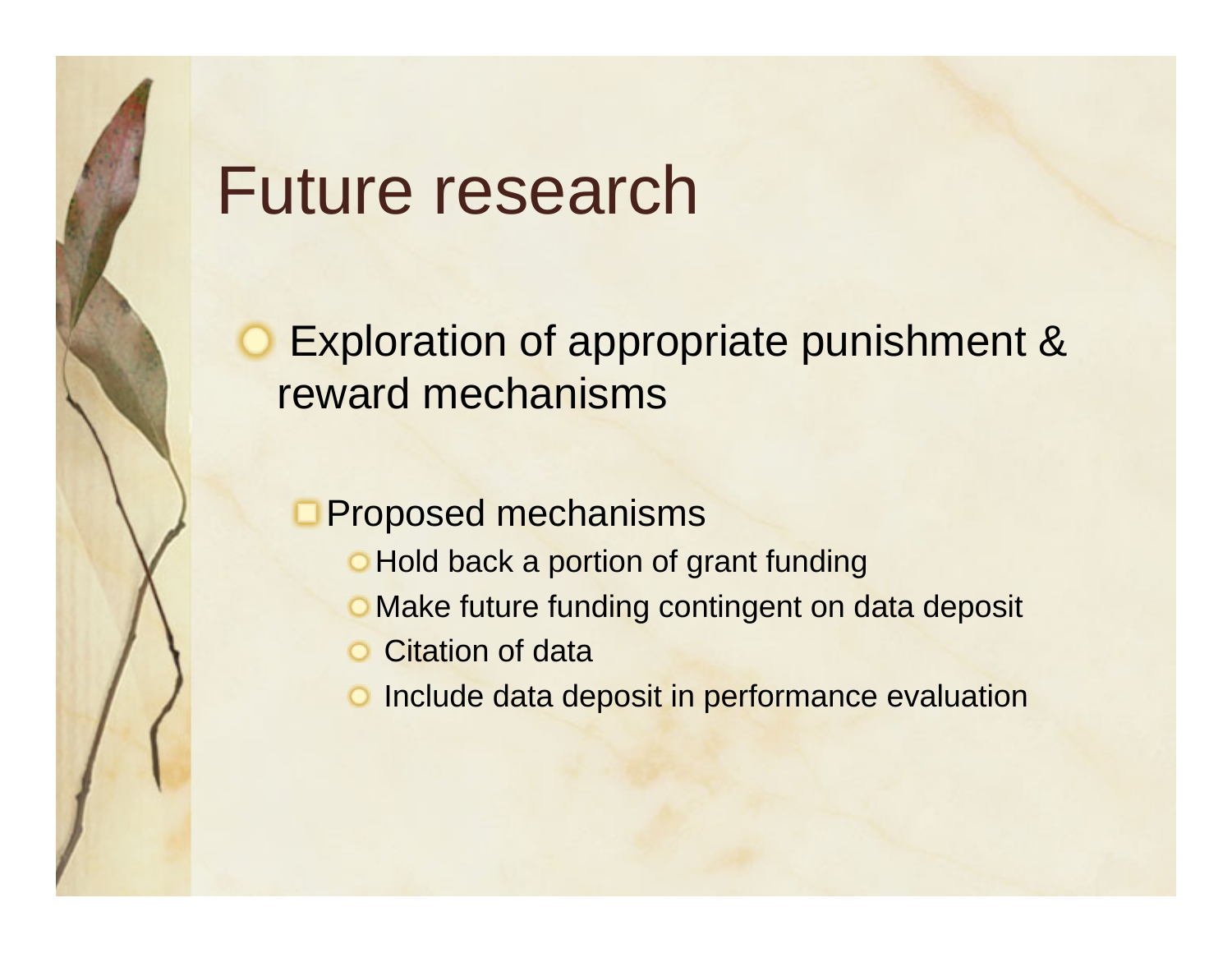# Future research

- Exploration of appropriate punishment & reward mechanisms
  - Proposed mechanisms
    - Hold back a portion of grant funding
    - Make future funding contingent on data deposit
    - Citation of data
    - Include data deposit in performance evaluation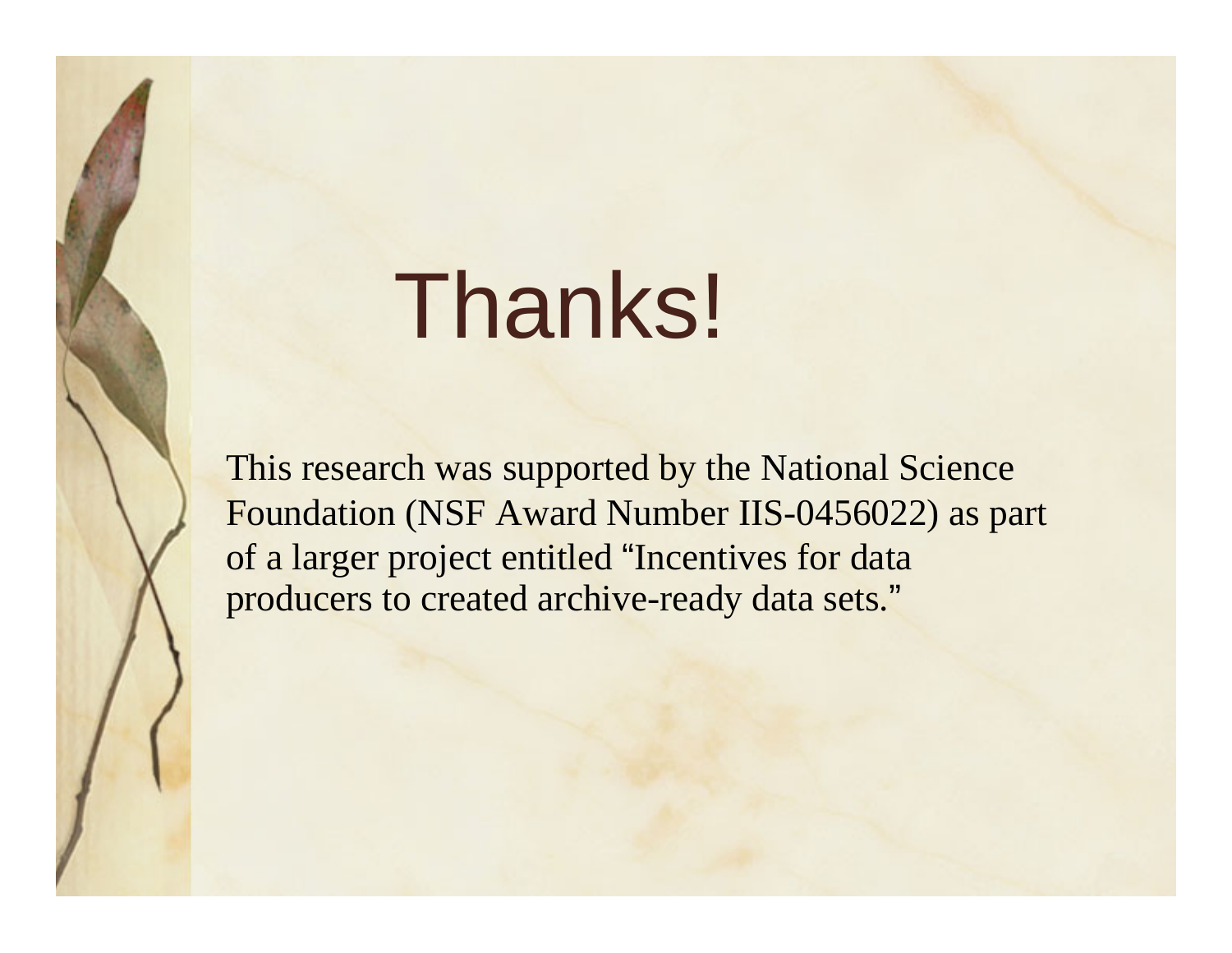# Thanks!

This research was supported by the National Science Foundation (NSF Award Number IIS-0456022) as part of a larger project entitled “Incentives for data producers to created archive-ready data sets.”